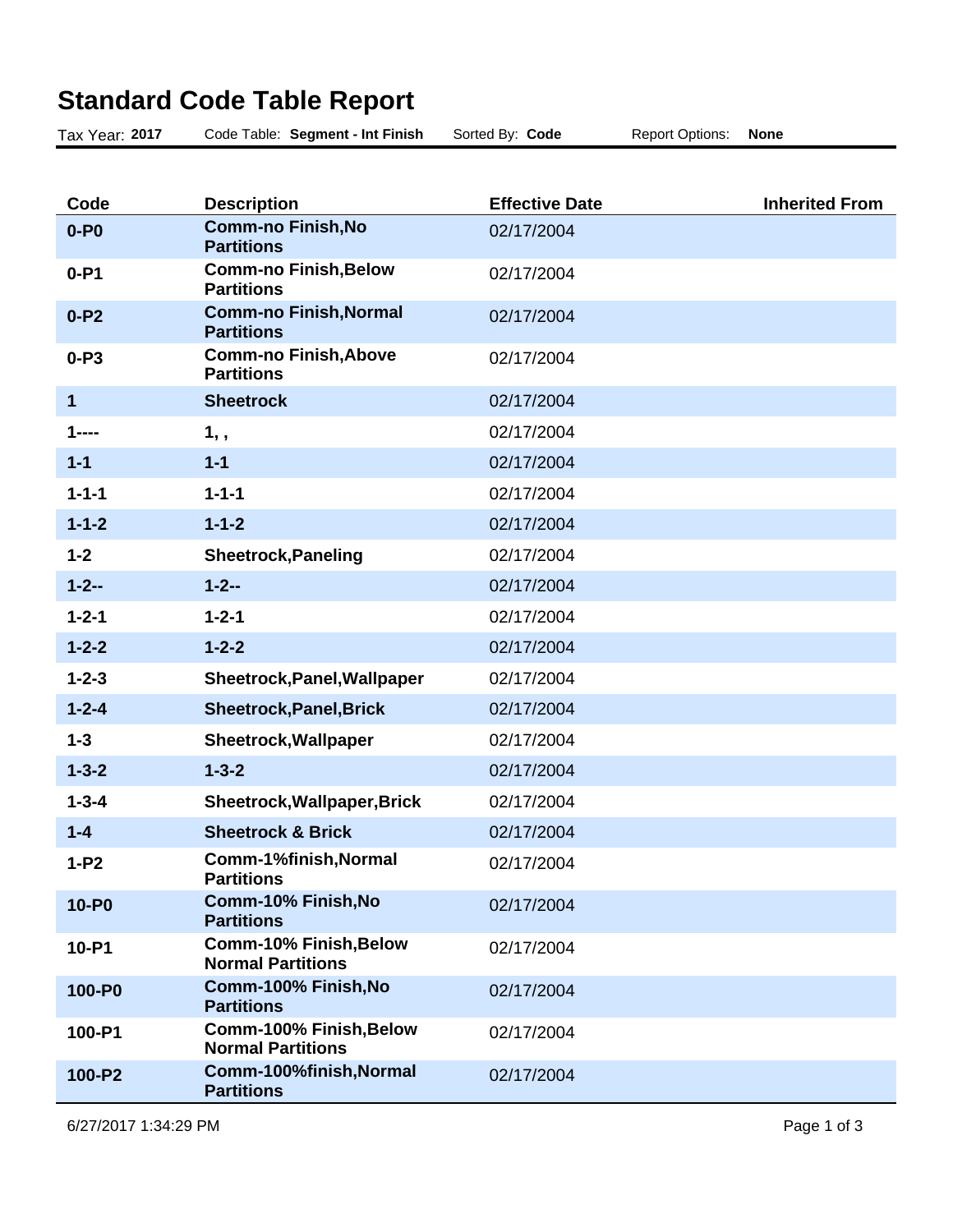# Standard Code Table Report

Tax Year: **2017** Code Table: **Segment - Int Finish** Sorted By: **Code** Report Options: **None**

| Code | Description | Effective Date | Inherited From |
|---|---|---|---|
| **0-P0** | **Comm-no Finish,No Partitions** | 02/17/2004 | |
| **0-P1** | **Comm-no Finish,Below Partitions** | 02/17/2004 | |
| **0-P2** | **Comm-no Finish,Normal Partitions** | 02/17/2004 | |
| **0-P3** | **Comm-no Finish,Above Partitions** | 02/17/2004 | |
| **1** | **Sheetrock** | 02/17/2004 | |
| **1----** | **1, ,** | 02/17/2004 | |
| **1-1** | **1-1** | 02/17/2004 | |
| **1-1-1** | **1-1-1** | 02/17/2004 | |
| **1-1-2** | **1-1-2** | 02/17/2004 | |
| **1-2** | **Sheetrock,Paneling** | 02/17/2004 | |
| **1-2--** | **1-2--** | 02/17/2004 | |
| **1-2-1** | **1-2-1** | 02/17/2004 | |
| **1-2-2** | **1-2-2** | 02/17/2004 | |
| **1-2-3** | **Sheetrock,Panel,Wallpaper** | 02/17/2004 | |
| **1-2-4** | **Sheetrock,Panel,Brick** | 02/17/2004 | |
| **1-3** | **Sheetrock,Wallpaper** | 02/17/2004 | |
| **1-3-2** | **1-3-2** | 02/17/2004 | |
| **1-3-4** | **Sheetrock,Wallpaper,Brick** | 02/17/2004 | |
| **1-4** | **Sheetrock & Brick** | 02/17/2004 | |
| **1-P2** | **Comm-1%finish,Normal Partitions** | 02/17/2004 | |
| **10-P0** | **Comm-10% Finish,No Partitions** | 02/17/2004 | |
| **10-P1** | **Comm-10% Finish,Below Normal Partitions** | 02/17/2004 | |
| **100-P0** | **Comm-100% Finish,No Partitions** | 02/17/2004 | |
| **100-P1** | **Comm-100% Finish,Below Normal Partitions** | 02/17/2004 | |
| **100-P2** | **Comm-100%finish,Normal Partitions** | 02/17/2004 | |

6/27/2017 1:34:29 PM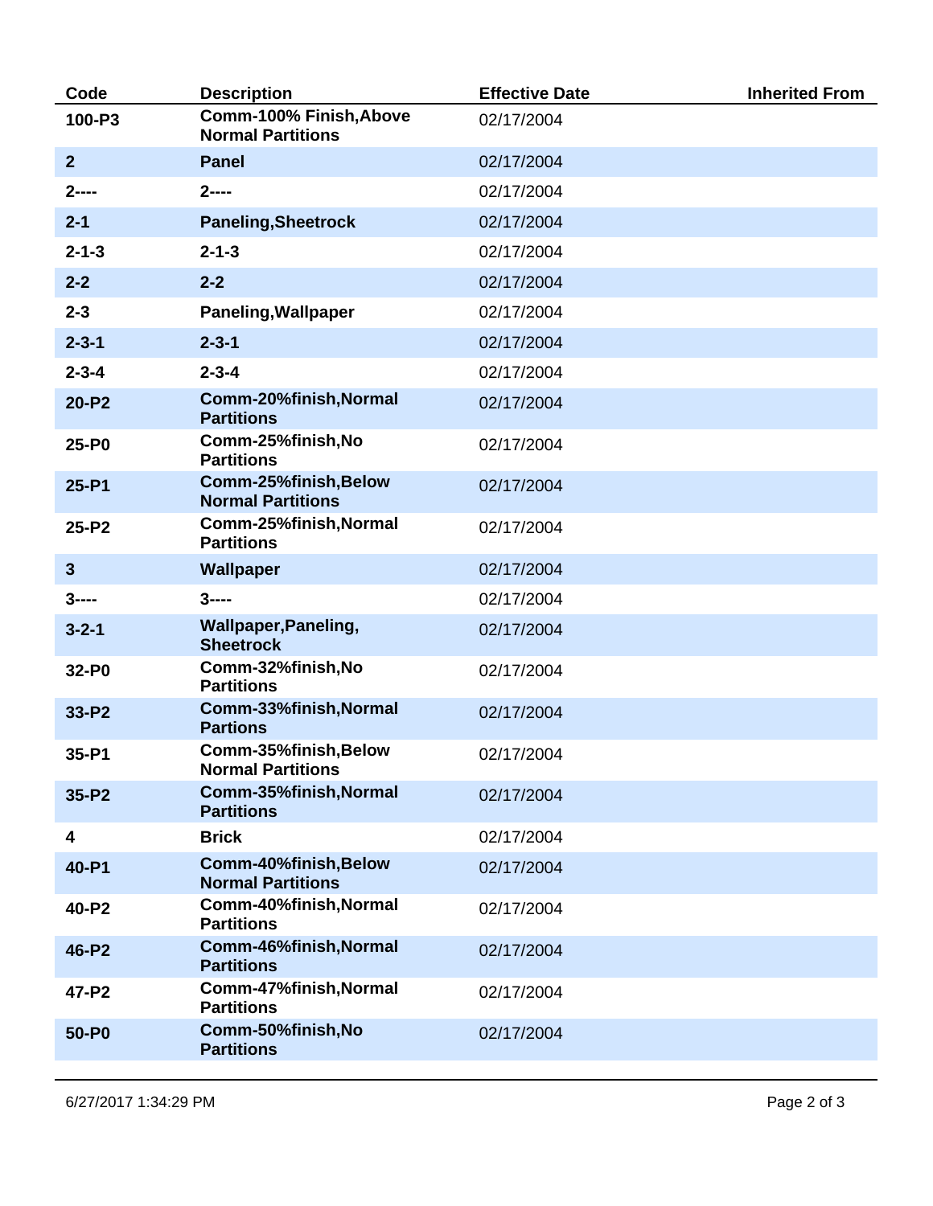| Code | Description | Effective Date | Inherited From |
|---|---|---|---|
| **100-P3** | **Comm-100% Finish,Above Normal Partitions** | 02/17/2004 | |
| **2** | **Panel** | 02/17/2004 | |
| **2----** | **2----** | 02/17/2004 | |
| **2-1** | **Paneling,Sheetrock** | 02/17/2004 | |
| **2-1-3** | **2-1-3** | 02/17/2004 | |
| **2-2** | **2-2** | 02/17/2004 | |
| **2-3** | **Paneling,Wallpaper** | 02/17/2004 | |
| **2-3-1** | **2-3-1** | 02/17/2004 | |
| **2-3-4** | **2-3-4** | 02/17/2004 | |
| **20-P2** | **Comm-20%finish,Normal Partitions** | 02/17/2004 | |
| **25-P0** | **Comm-25%finish,No Partitions** | 02/17/2004 | |
| **25-P1** | **Comm-25%finish,Below Normal Partitions** | 02/17/2004 | |
| **25-P2** | **Comm-25%finish,Normal Partitions** | 02/17/2004 | |
| **3** | **Wallpaper** | 02/17/2004 | |
| **3----** | **3----** | 02/17/2004 | |
| **3-2-1** | **Wallpaper,Paneling, Sheetrock** | 02/17/2004 | |
| **32-P0** | **Comm-32%finish,No Partitions** | 02/17/2004 | |
| **33-P2** | **Comm-33%finish,Normal Partions** | 02/17/2004 | |
| **35-P1** | **Comm-35%finish,Below Normal Partitions** | 02/17/2004 | |
| **35-P2** | **Comm-35%finish,Normal Partitions** | 02/17/2004 | |
| **4** | **Brick** | 02/17/2004 | |
| **40-P1** | **Comm-40%finish,Below Normal Partitions** | 02/17/2004 | |
| **40-P2** | **Comm-40%finish,Normal Partitions** | 02/17/2004 | |
| **46-P2** | **Comm-46%finish,Normal Partitions** | 02/17/2004 | |
| **47-P2** | **Comm-47%finish,Normal Partitions** | 02/17/2004 | |
| **50-P0** | **Comm-50%finish,No Partitions** | 02/17/2004 | |

6/27/2017 1:34:29 PM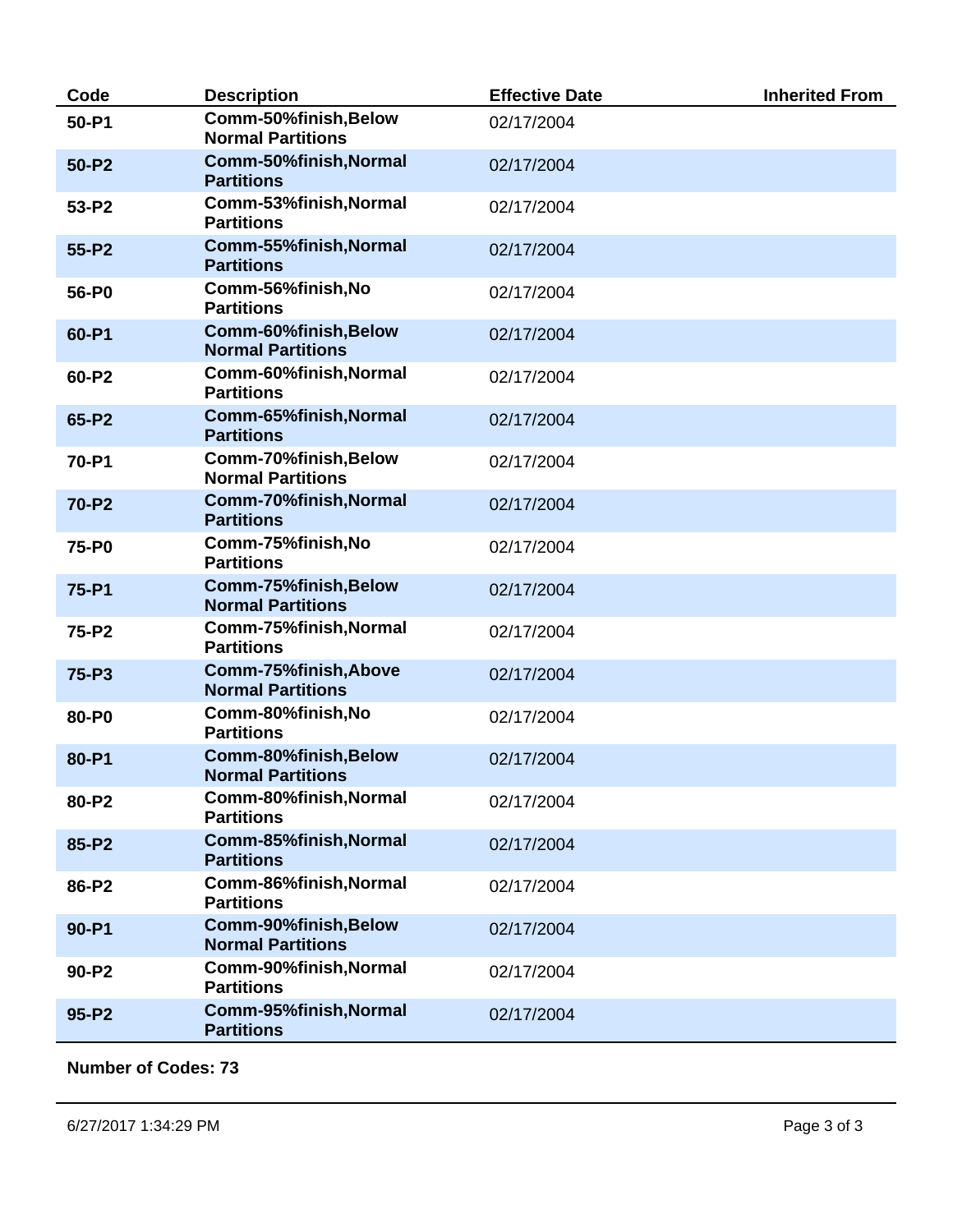| Code | Description | Effective Date | Inherited From |
|---|---|---|---|
| 50-P1 | Comm-50%finish,Below Normal Partitions | 02/17/2004 | |
| 50-P2 | Comm-50%finish,Normal Partitions | 02/17/2004 | |
| 53-P2 | Comm-53%finish,Normal Partitions | 02/17/2004 | |
| 55-P2 | Comm-55%finish,Normal Partitions | 02/17/2004 | |
| 56-P0 | Comm-56%finish,No Partitions | 02/17/2004 | |
| 60-P1 | Comm-60%finish,Below Normal Partitions | 02/17/2004 | |
| 60-P2 | Comm-60%finish,Normal Partitions | 02/17/2004 | |
| 65-P2 | Comm-65%finish,Normal Partitions | 02/17/2004 | |
| 70-P1 | Comm-70%finish,Below Normal Partitions | 02/17/2004 | |
| 70-P2 | Comm-70%finish,Normal Partitions | 02/17/2004 | |
| 75-P0 | Comm-75%finish,No Partitions | 02/17/2004 | |
| 75-P1 | Comm-75%finish,Below Normal Partitions | 02/17/2004 | |
| 75-P2 | Comm-75%finish,Normal Partitions | 02/17/2004 | |
| 75-P3 | Comm-75%finish,Above Normal Partitions | 02/17/2004 | |
| 80-P0 | Comm-80%finish,No Partitions | 02/17/2004 | |
| 80-P1 | Comm-80%finish,Below Normal Partitions | 02/17/2004 | |
| 80-P2 | Comm-80%finish,Normal Partitions | 02/17/2004 | |
| 85-P2 | Comm-85%finish,Normal Partitions | 02/17/2004 | |
| 86-P2 | Comm-86%finish,Normal Partitions | 02/17/2004 | |
| 90-P1 | Comm-90%finish,Below Normal Partitions | 02/17/2004 | |
| 90-P2 | Comm-90%finish,Normal Partitions | 02/17/2004 | |
| 95-P2 | Comm-95%finish,Normal Partitions | 02/17/2004 | |

**Number of Codes: 73**

6/27/2017 1:34:29 PM